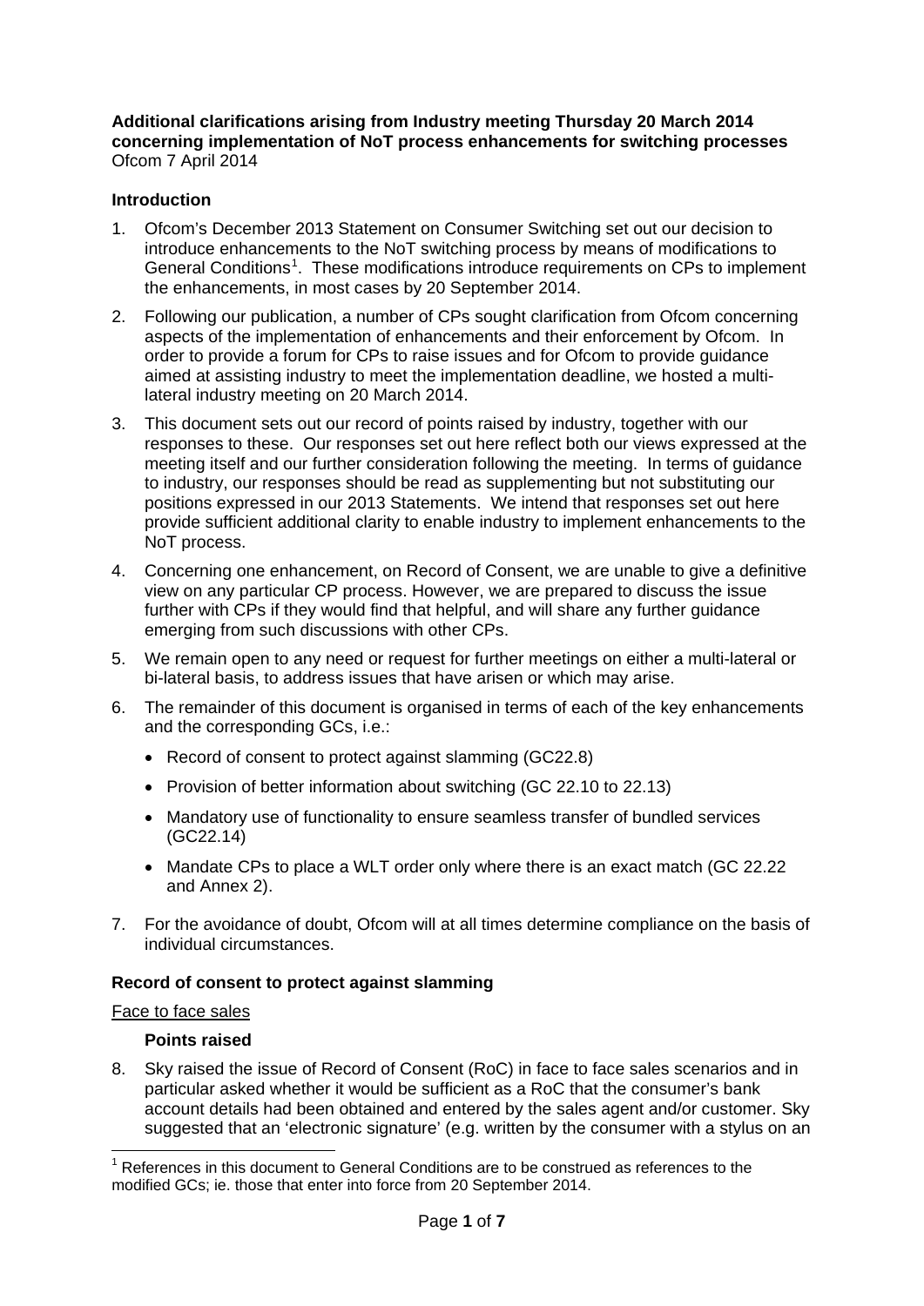**Additional clarifications arising from Industry meeting Thursday 20 March 2014 concerning implementation of NoT process enhancements for switching processes**
Ofcom 7 April 2014

## Introduction

1. Ofcom's December 2013 Statement on Consumer Switching set out our decision to introduce enhancements to the NoT switching process by means of modifications to General Conditions[1]. These modifications introduce requirements on CPs to implement the enhancements, in most cases by 20 September 2014.

2. Following our publication, a number of CPs sought clarification from Ofcom concerning aspects of the implementation of enhancements and their enforcement by Ofcom. In order to provide a forum for CPs to raise issues and for Ofcom to provide guidance aimed at assisting industry to meet the implementation deadline, we hosted a multi-lateral industry meeting on 20 March 2014.

3. This document sets out our record of points raised by industry, together with our responses to these. Our responses set out here reflect both our views expressed at the meeting itself and our further consideration following the meeting. In terms of guidance to industry, our responses should be read as supplementing but not substituting our positions expressed in our 2013 Statements. We intend that responses set out here provide sufficient additional clarity to enable industry to implement enhancements to the NoT process.

4. Concerning one enhancement, on Record of Consent, we are unable to give a definitive view on any particular CP process. However, we are prepared to discuss the issue further with CPs if they would find that helpful, and will share any further guidance emerging from such discussions with other CPs.

5. We remain open to any need or request for further meetings on either a multi-lateral or bi-lateral basis, to address issues that have arisen or which may arise.

6. The remainder of this document is organised in terms of each of the key enhancements and the corresponding GCs, i.e.:

    - Record of consent to protect against slamming (GC22.8)
    - Provision of better information about switching (GC 22.10 to 22.13)
    - Mandatory use of functionality to ensure seamless transfer of bundled services (GC22.14)
    - Mandate CPs to place a WLT order only where there is an exact match (GC 22.22 and Annex 2).

7. For the avoidance of doubt, Ofcom will at all times determine compliance on the basis of individual circumstances.

## Record of consent to protect against slamming

Face to face sales

### Points raised

8. Sky raised the issue of Record of Consent (RoC) in face to face sales scenarios and in particular asked whether it would be sufficient as a RoC that the consumer's bank account details had been obtained and entered by the sales agent and/or customer. Sky suggested that an 'electronic signature' (e.g. written by the consumer with a stylus on an

[1] References in this document to General Conditions are to be construed as references to the modified GCs; ie. those that enter into force from 20 September 2014.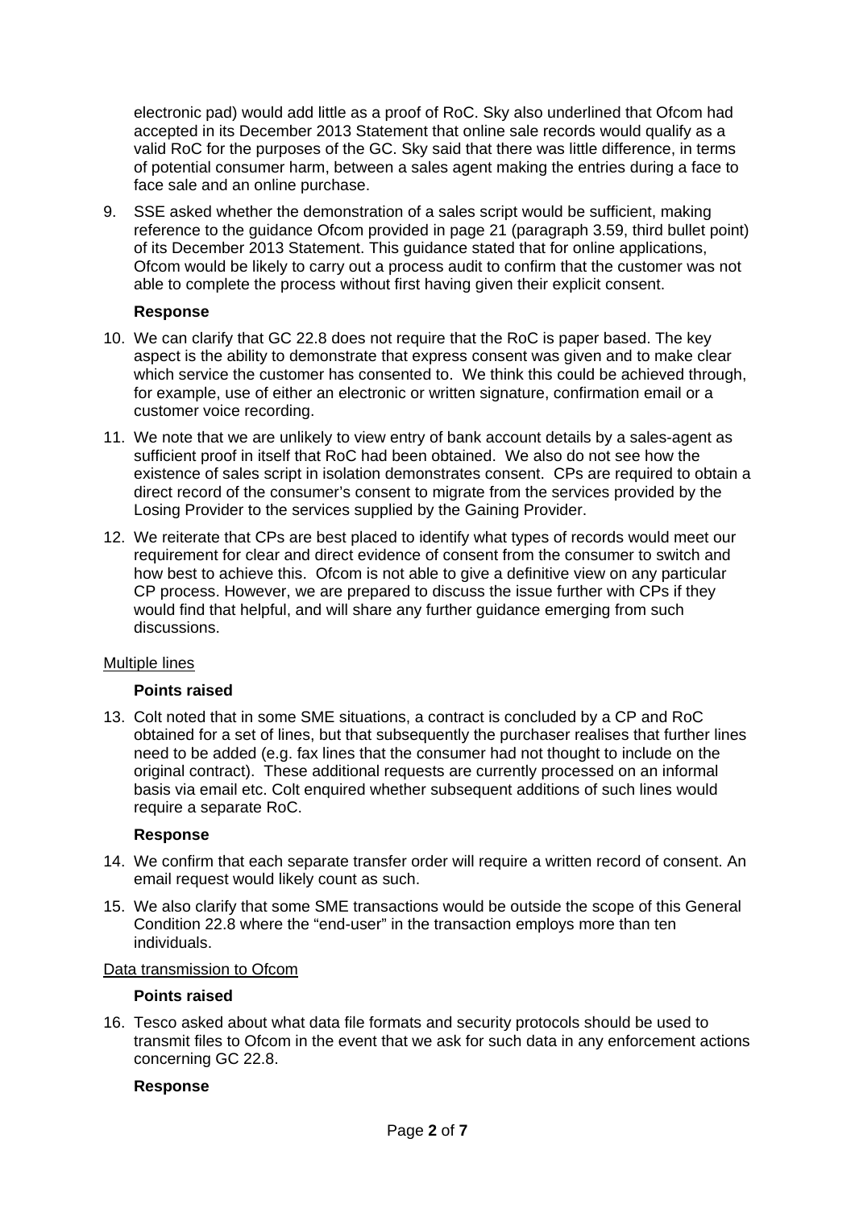electronic pad) would add little as a proof of RoC. Sky also underlined that Ofcom had accepted in its December 2013 Statement that online sale records would qualify as a valid RoC for the purposes of the GC. Sky said that there was little difference, in terms of potential consumer harm, between a sales agent making the entries during a face to face sale and an online purchase.

9. SSE asked whether the demonstration of a sales script would be sufficient, making reference to the guidance Ofcom provided in page 21 (paragraph 3.59, third bullet point) of its December 2013 Statement. This guidance stated that for online applications, Ofcom would be likely to carry out a process audit to confirm that the customer was not able to complete the process without first having given their explicit consent.

**Response**

10. We can clarify that GC 22.8 does not require that the RoC is paper based. The key aspect is the ability to demonstrate that express consent was given and to make clear which service the customer has consented to. We think this could be achieved through, for example, use of either an electronic or written signature, confirmation email or a customer voice recording.

11. We note that we are unlikely to view entry of bank account details by a sales-agent as sufficient proof in itself that RoC had been obtained. We also do not see how the existence of sales script in isolation demonstrates consent. CPs are required to obtain a direct record of the consumer's consent to migrate from the services provided by the Losing Provider to the services supplied by the Gaining Provider.

12. We reiterate that CPs are best placed to identify what types of records would meet our requirement for clear and direct evidence of consent from the consumer to switch and how best to achieve this. Ofcom is not able to give a definitive view on any particular CP process. However, we are prepared to discuss the issue further with CPs if they would find that helpful, and will share any further guidance emerging from such discussions.

Multiple lines

**Points raised**

13. Colt noted that in some SME situations, a contract is concluded by a CP and RoC obtained for a set of lines, but that subsequently the purchaser realises that further lines need to be added (e.g. fax lines that the consumer had not thought to include on the original contract). These additional requests are currently processed on an informal basis via email etc. Colt enquired whether subsequent additions of such lines would require a separate RoC.

**Response**

14. We confirm that each separate transfer order will require a written record of consent. An email request would likely count as such.

15. We also clarify that some SME transactions would be outside the scope of this General Condition 22.8 where the "end-user" in the transaction employs more than ten individuals.

Data transmission to Ofcom

**Points raised**

16. Tesco asked about what data file formats and security protocols should be used to transmit files to Ofcom in the event that we ask for such data in any enforcement actions concerning GC 22.8.

**Response**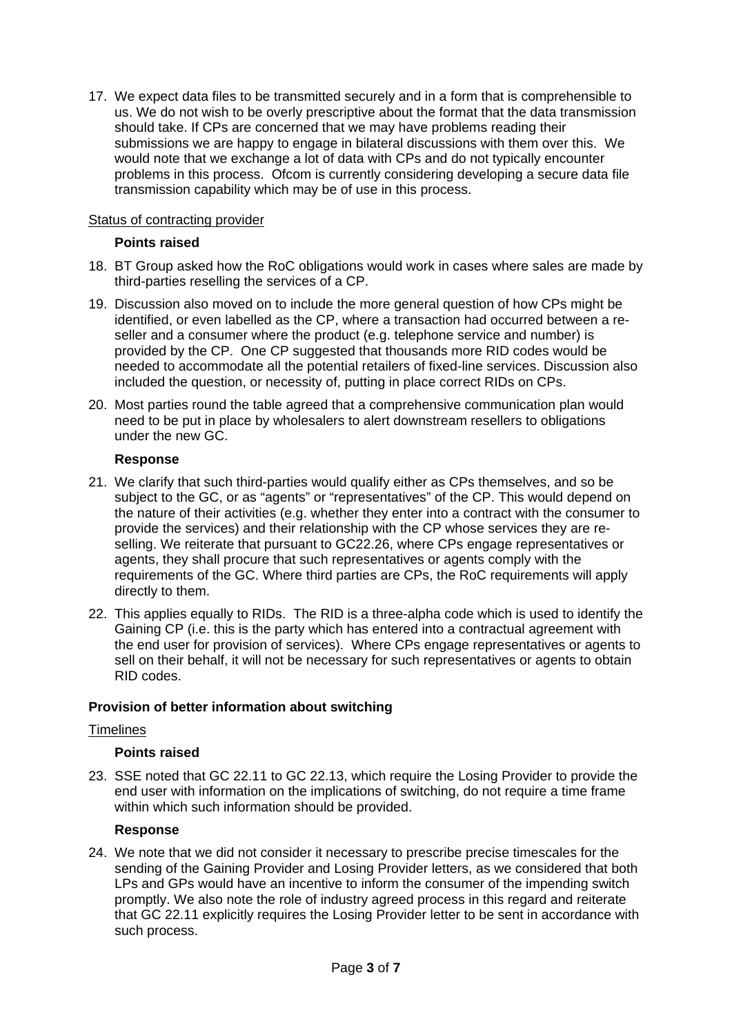17. We expect data files to be transmitted securely and in a form that is comprehensible to us. We do not wish to be overly prescriptive about the format that the data transmission should take. If CPs are concerned that we may have problems reading their submissions we are happy to engage in bilateral discussions with them over this. We would note that we exchange a lot of data with CPs and do not typically encounter problems in this process. Ofcom is currently considering developing a secure data file transmission capability which may be of use in this process.

Status of contracting provider

**Points raised**

18. BT Group asked how the RoC obligations would work in cases where sales are made by third-parties reselling the services of a CP.

19. Discussion also moved on to include the more general question of how CPs might be identified, or even labelled as the CP, where a transaction had occurred between a re-seller and a consumer where the product (e.g. telephone service and number) is provided by the CP. One CP suggested that thousands more RID codes would be needed to accommodate all the potential retailers of fixed-line services. Discussion also included the question, or necessity of, putting in place correct RIDs on CPs.

20. Most parties round the table agreed that a comprehensive communication plan would need to be put in place by wholesalers to alert downstream resellers to obligations under the new GC.

**Response**

21. We clarify that such third-parties would qualify either as CPs themselves, and so be subject to the GC, or as "agents" or "representatives" of the CP. This would depend on the nature of their activities (e.g. whether they enter into a contract with the consumer to provide the services) and their relationship with the CP whose services they are re-selling. We reiterate that pursuant to GC22.26, where CPs engage representatives or agents, they shall procure that such representatives or agents comply with the requirements of the GC. Where third parties are CPs, the RoC requirements will apply directly to them.

22. This applies equally to RIDs. The RID is a three-alpha code which is used to identify the Gaining CP (i.e. this is the party which has entered into a contractual agreement with the end user for provision of services). Where CPs engage representatives or agents to sell on their behalf, it will not be necessary for such representatives or agents to obtain RID codes.

**Provision of better information about switching**

Timelines

**Points raised**

23. SSE noted that GC 22.11 to GC 22.13, which require the Losing Provider to provide the end user with information on the implications of switching, do not require a time frame within which such information should be provided.

**Response**

24. We note that we did not consider it necessary to prescribe precise timescales for the sending of the Gaining Provider and Losing Provider letters, as we considered that both LPs and GPs would have an incentive to inform the consumer of the impending switch promptly. We also note the role of industry agreed process in this regard and reiterate that GC 22.11 explicitly requires the Losing Provider letter to be sent in accordance with such process.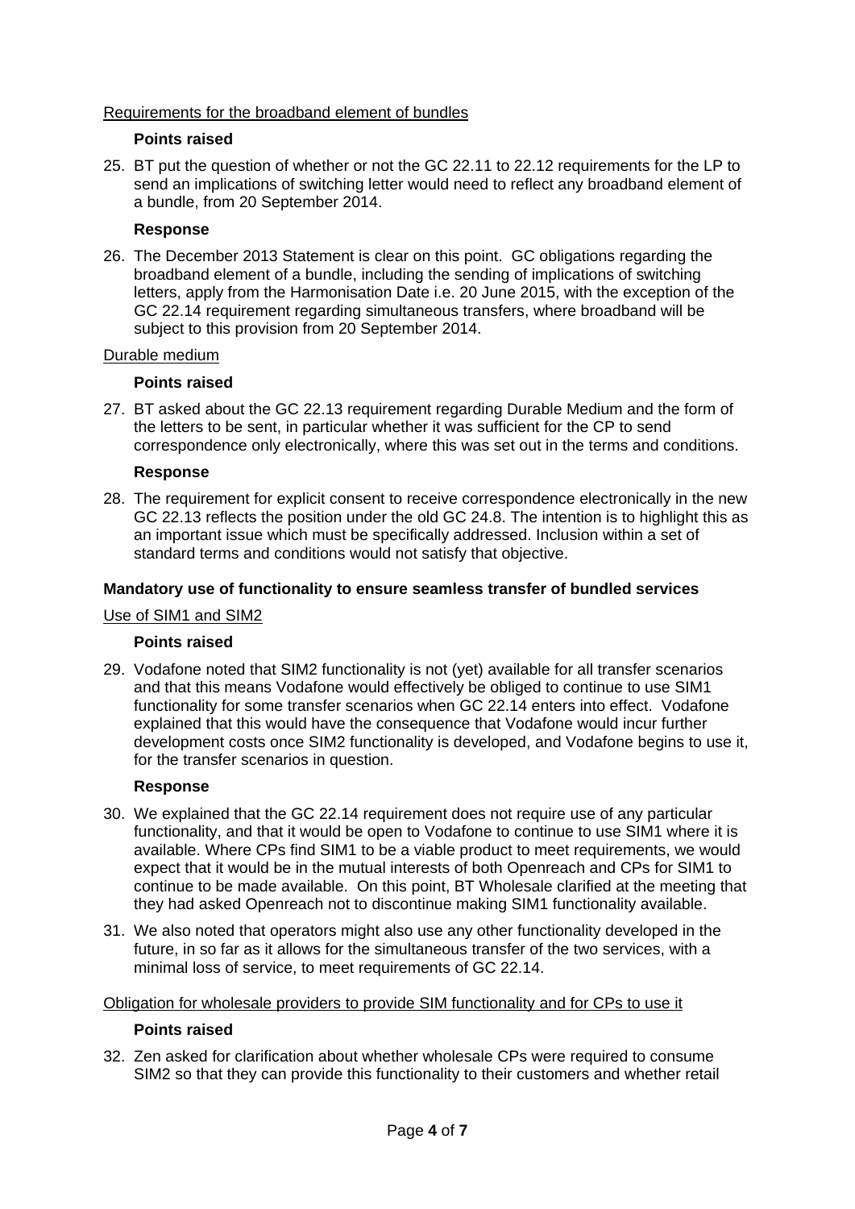Requirements for the broadband element of bundles

**Points raised**

25. BT put the question of whether or not the GC 22.11 to 22.12 requirements for the LP to send an implications of switching letter would need to reflect any broadband element of a bundle, from 20 September 2014.

**Response**

26. The December 2013 Statement is clear on this point. GC obligations regarding the broadband element of a bundle, including the sending of implications of switching letters, apply from the Harmonisation Date i.e. 20 June 2015, with the exception of the GC 22.14 requirement regarding simultaneous transfers, where broadband will be subject to this provision from 20 September 2014.

Durable medium

**Points raised**

27. BT asked about the GC 22.13 requirement regarding Durable Medium and the form of the letters to be sent, in particular whether it was sufficient for the CP to send correspondence only electronically, where this was set out in the terms and conditions.

**Response**

28. The requirement for explicit consent to receive correspondence electronically in the new GC 22.13 reflects the position under the old GC 24.8. The intention is to highlight this as an important issue which must be specifically addressed. Inclusion within a set of standard terms and conditions would not satisfy that objective.

**Mandatory use of functionality to ensure seamless transfer of bundled services**

Use of SIM1 and SIM2

**Points raised**

29. Vodafone noted that SIM2 functionality is not (yet) available for all transfer scenarios and that this means Vodafone would effectively be obliged to continue to use SIM1 functionality for some transfer scenarios when GC 22.14 enters into effect. Vodafone explained that this would have the consequence that Vodafone would incur further development costs once SIM2 functionality is developed, and Vodafone begins to use it, for the transfer scenarios in question.

**Response**

30. We explained that the GC 22.14 requirement does not require use of any particular functionality, and that it would be open to Vodafone to continue to use SIM1 where it is available. Where CPs find SIM1 to be a viable product to meet requirements, we would expect that it would be in the mutual interests of both Openreach and CPs for SIM1 to continue to be made available. On this point, BT Wholesale clarified at the meeting that they had asked Openreach not to discontinue making SIM1 functionality available.

31. We also noted that operators might also use any other functionality developed in the future, in so far as it allows for the simultaneous transfer of the two services, with a minimal loss of service, to meet requirements of GC 22.14.

Obligation for wholesale providers to provide SIM functionality and for CPs to use it

**Points raised**

32. Zen asked for clarification about whether wholesale CPs were required to consume SIM2 so that they can provide this functionality to their customers and whether retail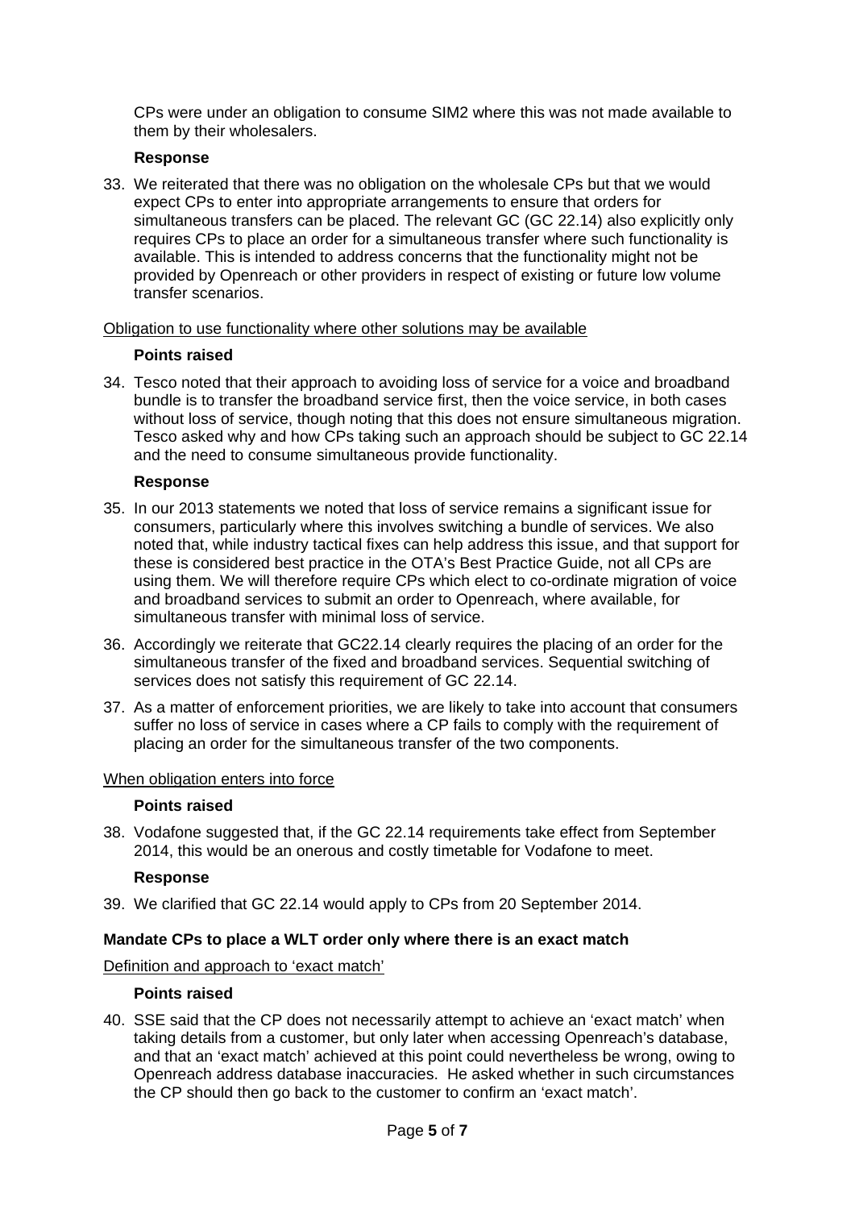CPs were under an obligation to consume SIM2 where this was not made available to them by their wholesalers.

**Response**

33. We reiterated that there was no obligation on the wholesale CPs but that we would expect CPs to enter into appropriate arrangements to ensure that orders for simultaneous transfers can be placed. The relevant GC (GC 22.14) also explicitly only requires CPs to place an order for a simultaneous transfer where such functionality is available. This is intended to address concerns that the functionality might not be provided by Openreach or other providers in respect of existing or future low volume transfer scenarios.

<u>Obligation to use functionality where other solutions may be available</u>

**Points raised**

34. Tesco noted that their approach to avoiding loss of service for a voice and broadband bundle is to transfer the broadband service first, then the voice service, in both cases without loss of service, though noting that this does not ensure simultaneous migration. Tesco asked why and how CPs taking such an approach should be subject to GC 22.14 and the need to consume simultaneous provide functionality.

**Response**

35. In our 2013 statements we noted that loss of service remains a significant issue for consumers, particularly where this involves switching a bundle of services. We also noted that, while industry tactical fixes can help address this issue, and that support for these is considered best practice in the OTA's Best Practice Guide, not all CPs are using them. We will therefore require CPs which elect to co-ordinate migration of voice and broadband services to submit an order to Openreach, where available, for simultaneous transfer with minimal loss of service.

36. Accordingly we reiterate that GC22.14 clearly requires the placing of an order for the simultaneous transfer of the fixed and broadband services. Sequential switching of services does not satisfy this requirement of GC 22.14.

37. As a matter of enforcement priorities, we are likely to take into account that consumers suffer no loss of service in cases where a CP fails to comply with the requirement of placing an order for the simultaneous transfer of the two components.

<u>When obligation enters into force</u>

**Points raised**

38. Vodafone suggested that, if the GC 22.14 requirements take effect from September 2014, this would be an onerous and costly timetable for Vodafone to meet.

**Response**

39. We clarified that GC 22.14 would apply to CPs from 20 September 2014.

### Mandate CPs to place a WLT order only where there is an exact match

<u>Definition and approach to 'exact match'</u>

**Points raised**

40. SSE said that the CP does not necessarily attempt to achieve an 'exact match' when taking details from a customer, but only later when accessing Openreach's database, and that an 'exact match' achieved at this point could nevertheless be wrong, owing to Openreach address database inaccuracies. He asked whether in such circumstances the CP should then go back to the customer to confirm an 'exact match'.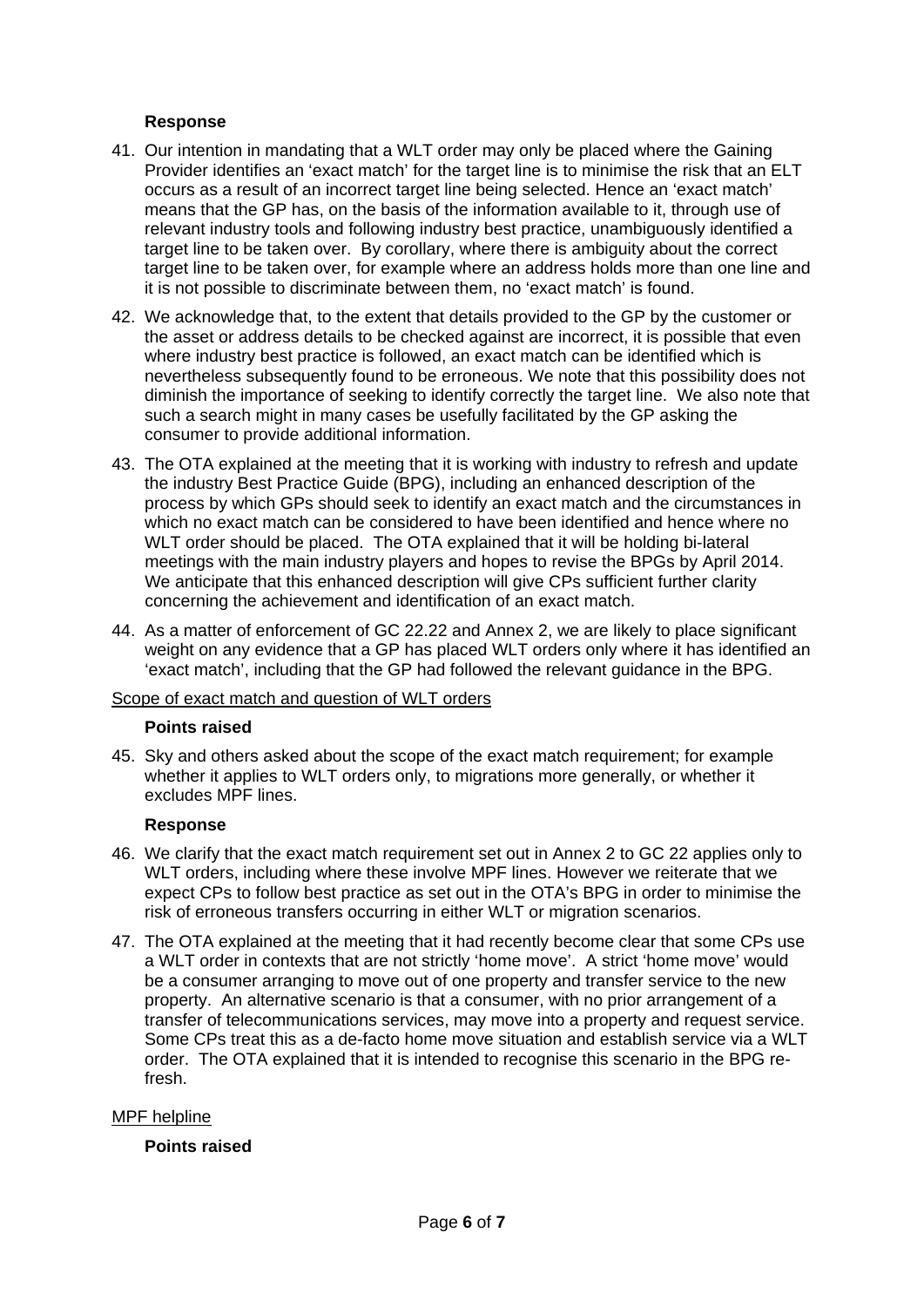**Response**

41. Our intention in mandating that a WLT order may only be placed where the Gaining Provider identifies an 'exact match' for the target line is to minimise the risk that an ELT occurs as a result of an incorrect target line being selected. Hence an 'exact match' means that the GP has, on the basis of the information available to it, through use of relevant industry tools and following industry best practice, unambiguously identified a target line to be taken over. By corollary, where there is ambiguity about the correct target line to be taken over, for example where an address holds more than one line and it is not possible to discriminate between them, no 'exact match' is found.

42. We acknowledge that, to the extent that details provided to the GP by the customer or the asset or address details to be checked against are incorrect, it is possible that even where industry best practice is followed, an exact match can be identified which is nevertheless subsequently found to be erroneous. We note that this possibility does not diminish the importance of seeking to identify correctly the target line. We also note that such a search might in many cases be usefully facilitated by the GP asking the consumer to provide additional information.

43. The OTA explained at the meeting that it is working with industry to refresh and update the industry Best Practice Guide (BPG), including an enhanced description of the process by which GPs should seek to identify an exact match and the circumstances in which no exact match can be considered to have been identified and hence where no WLT order should be placed. The OTA explained that it will be holding bi-lateral meetings with the main industry players and hopes to revise the BPGs by April 2014. We anticipate that this enhanced description will give CPs sufficient further clarity concerning the achievement and identification of an exact match.

44. As a matter of enforcement of GC 22.22 and Annex 2, we are likely to place significant weight on any evidence that a GP has placed WLT orders only where it has identified an 'exact match', including that the GP had followed the relevant guidance in the BPG.

Scope of exact match and question of WLT orders

**Points raised**

45. Sky and others asked about the scope of the exact match requirement; for example whether it applies to WLT orders only, to migrations more generally, or whether it excludes MPF lines.

**Response**

46. We clarify that the exact match requirement set out in Annex 2 to GC 22 applies only to WLT orders, including where these involve MPF lines. However we reiterate that we expect CPs to follow best practice as set out in the OTA's BPG in order to minimise the risk of erroneous transfers occurring in either WLT or migration scenarios.

47. The OTA explained at the meeting that it had recently become clear that some CPs use a WLT order in contexts that are not strictly 'home move'. A strict 'home move' would be a consumer arranging to move out of one property and transfer service to the new property. An alternative scenario is that a consumer, with no prior arrangement of a transfer of telecommunications services, may move into a property and request service. Some CPs treat this as a de-facto home move situation and establish service via a WLT order. The OTA explained that it is intended to recognise this scenario in the BPG re-fresh.

MPF helpline

**Points raised**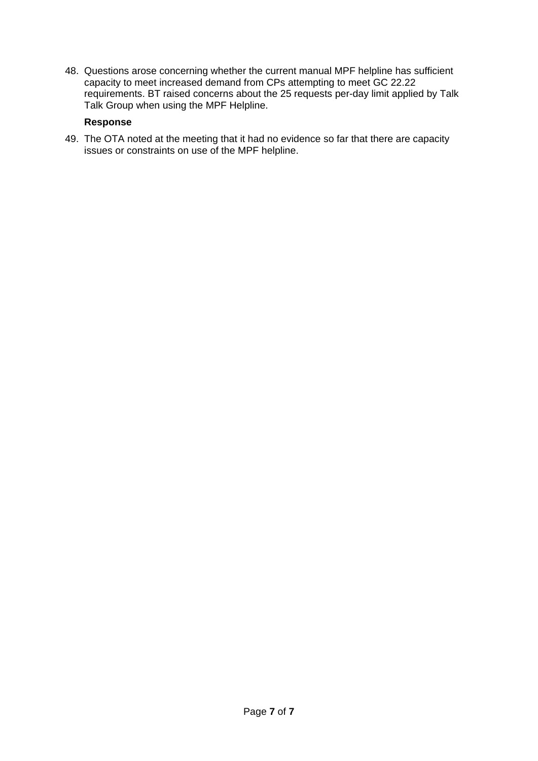48. Questions arose concerning whether the current manual MPF helpline has sufficient capacity to meet increased demand from CPs attempting to meet GC 22.22 requirements. BT raised concerns about the 25 requests per-day limit applied by Talk Talk Group when using the MPF Helpline.

**Response**

49. The OTA noted at the meeting that it had no evidence so far that there are capacity issues or constraints on use of the MPF helpline.